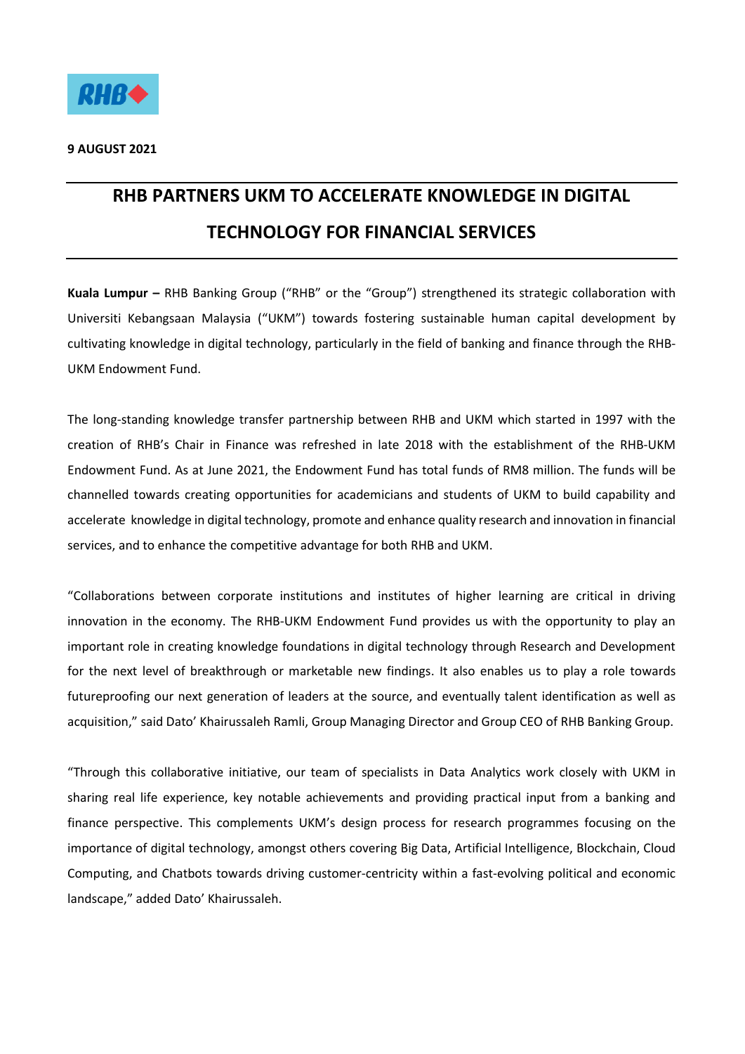**9 AUGUST 2021**

# RHB PARTNERS UKM TO ACCELERATE KNOWLEDGE IN DIGITAL TECHNOLOGY FOR FINANCIAL SERVICES

**Kuala Lumpur –** RHB Banking Group ("RHB" or the "Group") strengthened its strategic collaboration with Universiti Kebangsaan Malaysia ("UKM") towards fostering sustainable human capital development by cultivating knowledge in digital technology, particularly in the field of banking and finance through the RHB-UKM Endowment Fund.

The long-standing knowledge transfer partnership between RHB and UKM which started in 1997 with the creation of RHB's Chair in Finance was refreshed in late 2018 with the establishment of the RHB-UKM Endowment Fund. As at June 2021, the Endowment Fund has total funds of RM8 million. The funds will be channelled towards creating opportunities for academicians and students of UKM to build capability and accelerate knowledge in digital technology, promote and enhance quality research and innovation in financial services, and to enhance the competitive advantage for both RHB and UKM.

"Collaborations between corporate institutions and institutes of higher learning are critical in driving innovation in the economy. The RHB-UKM Endowment Fund provides us with the opportunity to play an important role in creating knowledge foundations in digital technology through Research and Development for the next level of breakthrough or marketable new findings. It also enables us to play a role towards futureproofing our next generation of leaders at the source, and eventually talent identification as well as acquisition," said Dato' Khairussaleh Ramli, Group Managing Director and Group CEO of RHB Banking Group.

"Through this collaborative initiative, our team of specialists in Data Analytics work closely with UKM in sharing real life experience, key notable achievements and providing practical input from a banking and finance perspective. This complements UKM's design process for research programmes focusing on the importance of digital technology, amongst others covering Big Data, Artificial Intelligence, Blockchain, Cloud Computing, and Chatbots towards driving customer-centricity within a fast-evolving political and economic landscape," added Dato' Khairussaleh.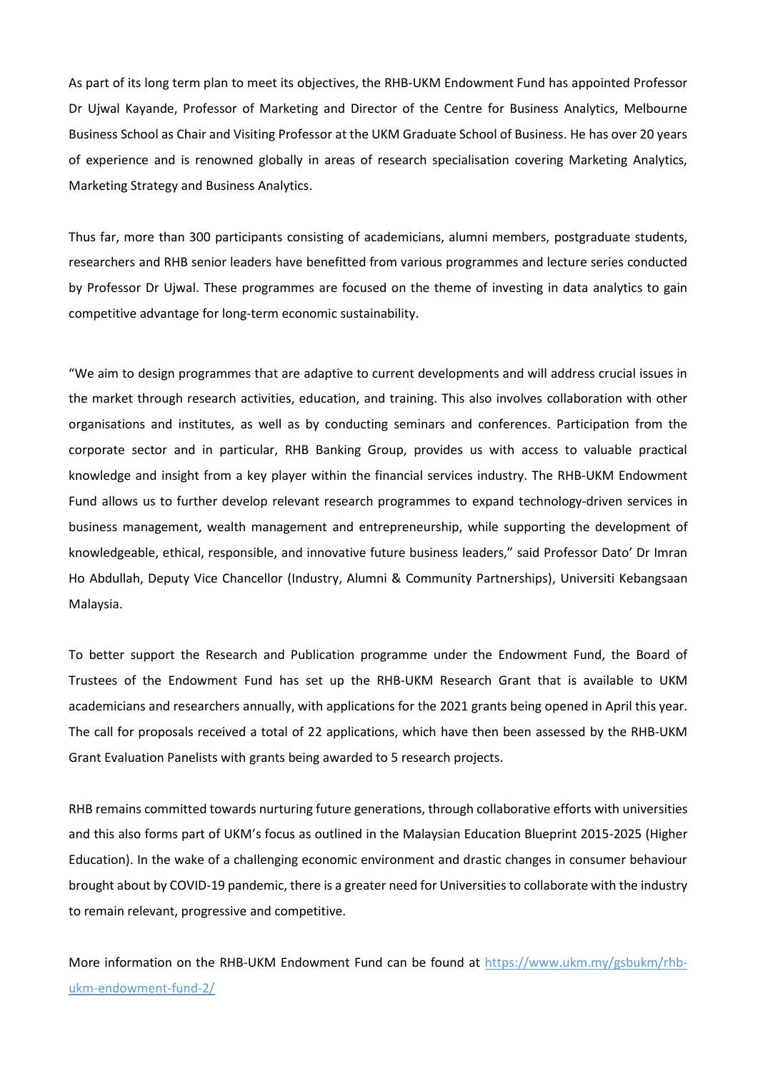As part of its long term plan to meet its objectives, the RHB-UKM Endowment Fund has appointed Professor Dr Ujwal Kayande, Professor of Marketing and Director of the Centre for Business Analytics, Melbourne Business School as Chair and Visiting Professor at the UKM Graduate School of Business. He has over 20 years of experience and is renowned globally in areas of research specialisation covering Marketing Analytics, Marketing Strategy and Business Analytics.

Thus far, more than 300 participants consisting of academicians, alumni members, postgraduate students, researchers and RHB senior leaders have benefitted from various programmes and lecture series conducted by Professor Dr Ujwal. These programmes are focused on the theme of investing in data analytics to gain competitive advantage for long-term economic sustainability.

"We aim to design programmes that are adaptive to current developments and will address crucial issues in the market through research activities, education, and training. This also involves collaboration with other organisations and institutes, as well as by conducting seminars and conferences. Participation from the corporate sector and in particular, RHB Banking Group, provides us with access to valuable practical knowledge and insight from a key player within the financial services industry. The RHB-UKM Endowment Fund allows us to further develop relevant research programmes to expand technology-driven services in business management, wealth management and entrepreneurship, while supporting the development of knowledgeable, ethical, responsible, and innovative future business leaders," said Professor Dato' Dr Imran Ho Abdullah, Deputy Vice Chancellor (Industry, Alumni & Community Partnerships), Universiti Kebangsaan Malaysia.

To better support the Research and Publication programme under the Endowment Fund, the Board of Trustees of the Endowment Fund has set up the RHB-UKM Research Grant that is available to UKM academicians and researchers annually, with applications for the 2021 grants being opened in April this year. The call for proposals received a total of 22 applications, which have then been assessed by the RHB-UKM Grant Evaluation Panelists with grants being awarded to 5 research projects.

RHB remains committed towards nurturing future generations, through collaborative efforts with universities and this also forms part of UKM's focus as outlined in the Malaysian Education Blueprint 2015-2025 (Higher Education). In the wake of a challenging economic environment and drastic changes in consumer behaviour brought about by COVID-19 pandemic, there is a greater need for Universities to collaborate with the industry to remain relevant, progressive and competitive.

More information on the RHB-UKM Endowment Fund can be found at [https://www.ukm.my/gsbukm/rhb-ukm-endowment-fund-2/](https://www.ukm.my/gsbukm/rhb-ukm-endowment-fund-2/)